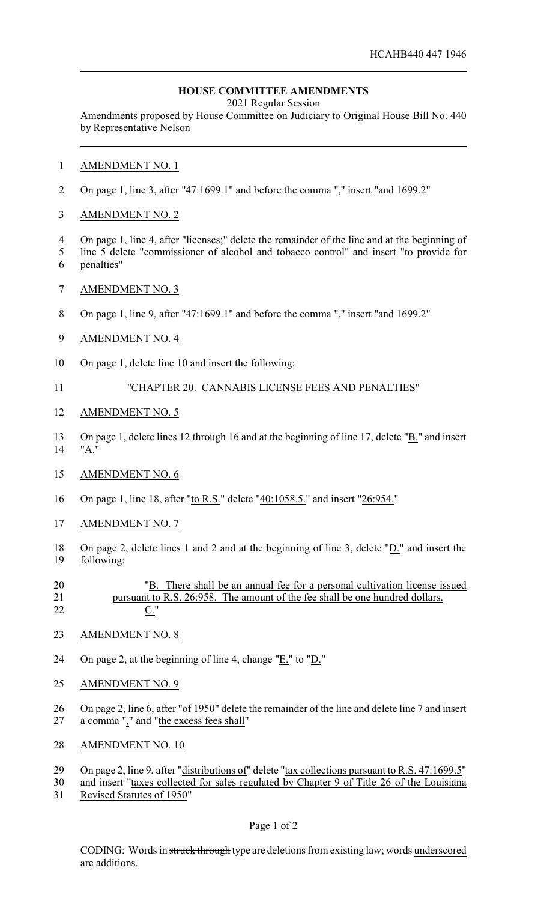HCAHB440 447 1946

**HOUSE COMMITTEE AMENDMENTS**

2021 Regular Session

Amendments proposed by House Committee on Judiciary to Original House Bill No. 440 by Representative Nelson

AMENDMENT NO. 1

On page 1, line 3, after "47:1699.1" and before the comma "," insert "and 1699.2"

AMENDMENT NO. 2

On page 1, line 4, after "licenses;" delete the remainder of the line and at the beginning of line 5 delete "commissioner of alcohol and tobacco control" and insert "to provide for penalties"

AMENDMENT NO. 3

On page 1, line 9, after "47:1699.1" and before the comma "," insert "and 1699.2"

AMENDMENT NO. 4

On page 1, delete line 10 and insert the following:

"CHAPTER 20. CANNABIS LICENSE FEES AND PENALTIES"

AMENDMENT NO. 5

On page 1, delete lines 12 through 16 and at the beginning of line 17, delete "B." and insert "A."

AMENDMENT NO. 6

On page 1, line 18, after "to R.S." delete "40:1058.5." and insert "26:954."

AMENDMENT NO. 7

On page 2, delete lines 1 and 2 and at the beginning of line 3, delete "D." and insert the following:

"B. There shall be an annual fee for a personal cultivation license issued pursuant to R.S. 26:958. The amount of the fee shall be one hundred dollars.
C."

AMENDMENT NO. 8

On page 2, at the beginning of line 4, change "E." to "D."

AMENDMENT NO. 9

On page 2, line 6, after "of 1950" delete the remainder of the line and delete line 7 and insert a comma "," and "the excess fees shall"

AMENDMENT NO. 10

On page 2, line 9, after "distributions of" delete "tax collections pursuant to R.S. 47:1699.5" and insert "taxes collected for sales regulated by Chapter 9 of Title 26 of the Louisiana Revised Statutes of 1950"

CODING: Words in ~~struck through~~ type are deletions from existing law; words underscored are additions.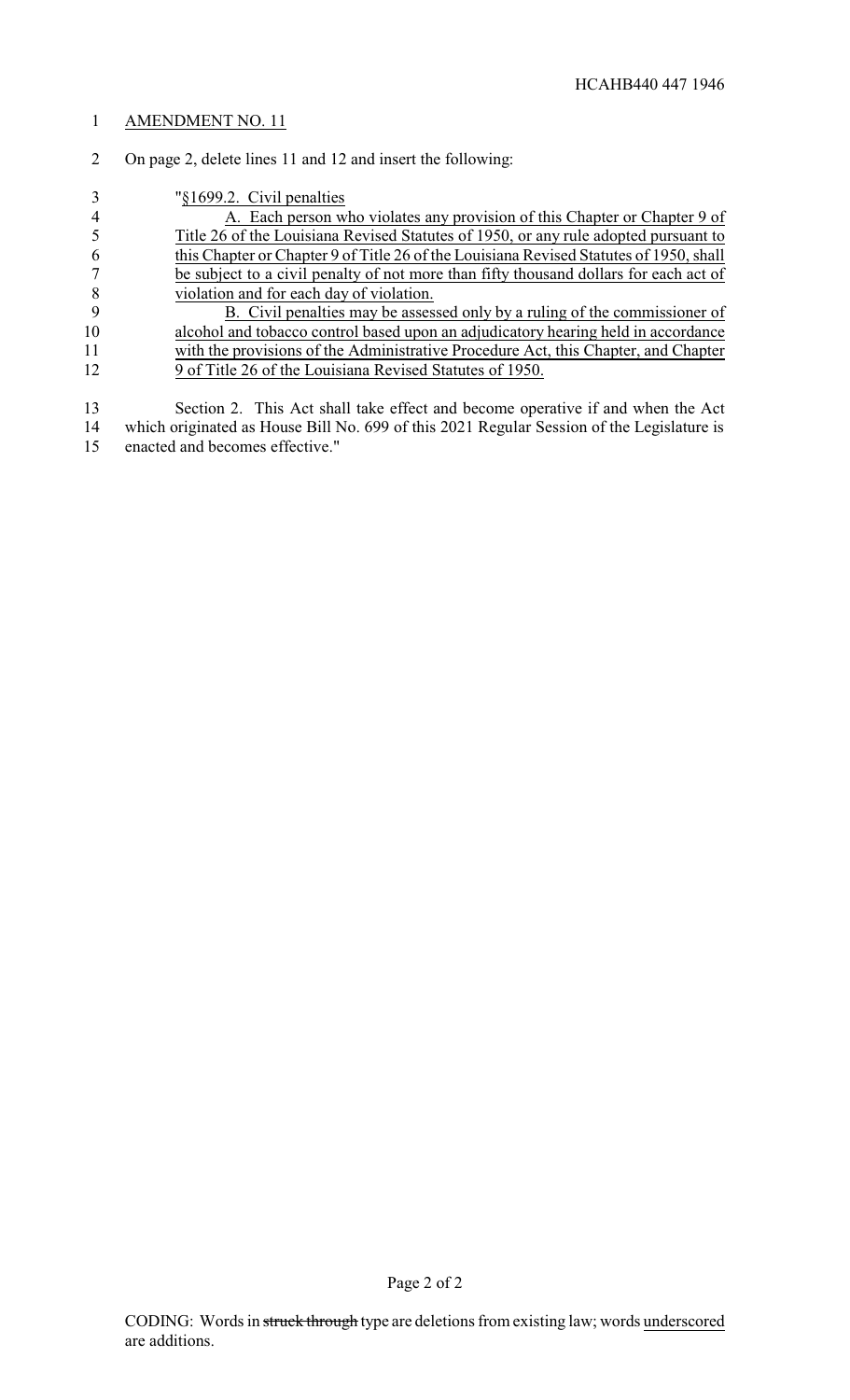AMENDMENT NO. 11

On page 2, delete lines 11 and 12 and insert the following:

"§1699.2. Civil penalties

A. Each person who violates any provision of this Chapter or Chapter 9 of Title 26 of the Louisiana Revised Statutes of 1950, or any rule adopted pursuant to this Chapter or Chapter 9 of Title 26 of the Louisiana Revised Statutes of 1950, shall be subject to a civil penalty of not more than fifty thousand dollars for each act of violation and for each day of violation.

B. Civil penalties may be assessed only by a ruling of the commissioner of alcohol and tobacco control based upon an adjudicatory hearing held in accordance with the provisions of the Administrative Procedure Act, this Chapter, and Chapter 9 of Title 26 of the Louisiana Revised Statutes of 1950.

Section 2. This Act shall take effect and become operative if and when the Act which originated as House Bill No. 699 of this 2021 Regular Session of the Legislature is enacted and becomes effective."

CODING: Words in ~~struck through~~ type are deletions from existing law; words underscored are additions.